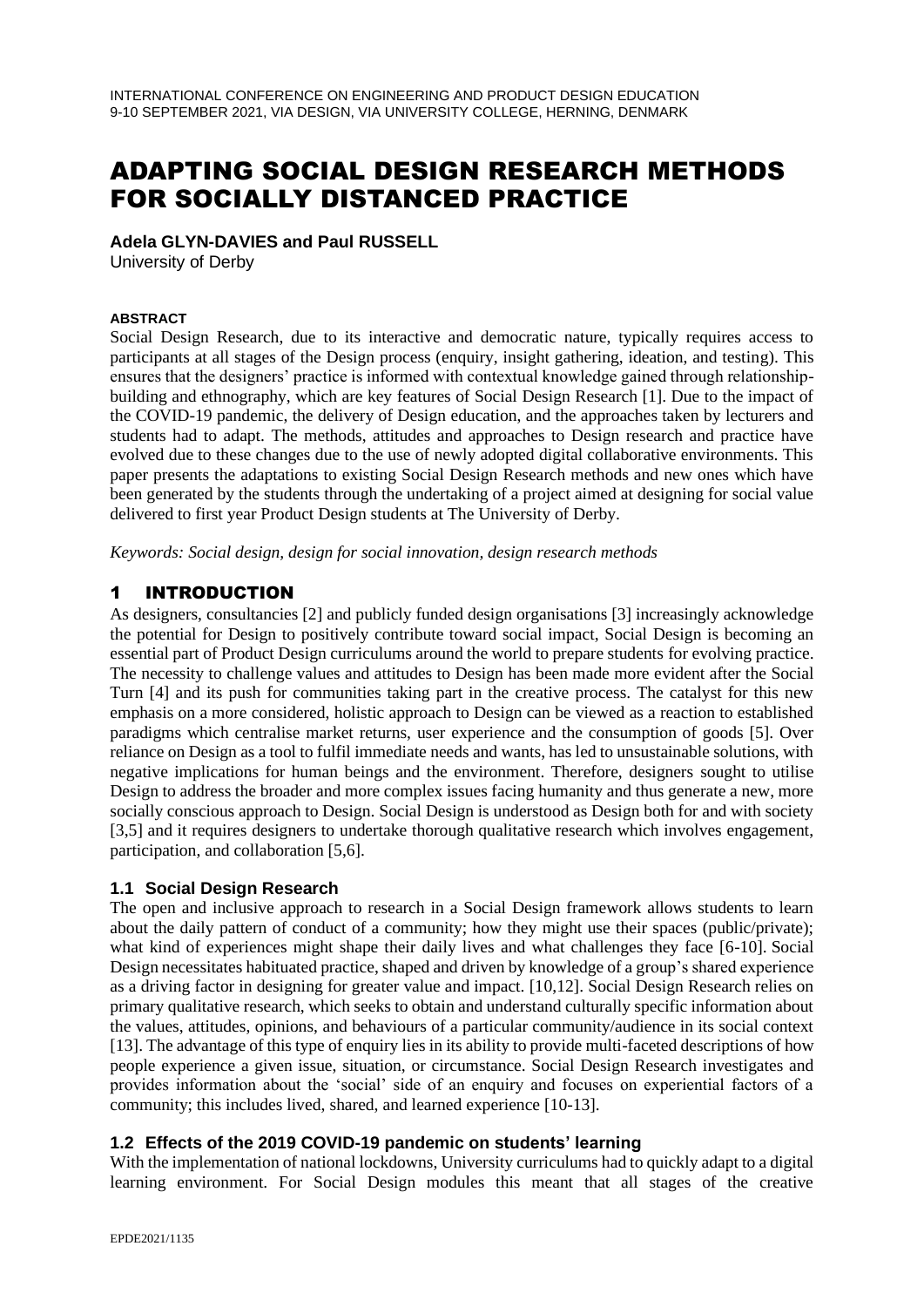# ADAPTING SOCIAL DESIGN RESEARCH METHODS FOR SOCIALLY DISTANCED PRACTICE

**Adela GLYN-DAVIES and Paul RUSSELL**
University of Derby

#### ABSTRACT

Social Design Research, due to its interactive and democratic nature, typically requires access to participants at all stages of the Design process (enquiry, insight gathering, ideation, and testing). This ensures that the designers' practice is informed with contextual knowledge gained through relationship-building and ethnography, which are key features of Social Design Research [1]. Due to the impact of the COVID-19 pandemic, the delivery of Design education, and the approaches taken by lecturers and students had to adapt. The methods, attitudes and approaches to Design research and practice have evolved due to these changes due to the use of newly adopted digital collaborative environments. This paper presents the adaptations to existing Social Design Research methods and new ones which have been generated by the students through the undertaking of a project aimed at designing for social value delivered to first year Product Design students at The University of Derby.

*Keywords: Social design, design for social innovation, design research methods*

## 1 INTRODUCTION

As designers, consultancies [2] and publicly funded design organisations [3] increasingly acknowledge the potential for Design to positively contribute toward social impact, Social Design is becoming an essential part of Product Design curriculums around the world to prepare students for evolving practice. The necessity to challenge values and attitudes to Design has been made more evident after the Social Turn [4] and its push for communities taking part in the creative process. The catalyst for this new emphasis on a more considered, holistic approach to Design can be viewed as a reaction to established paradigms which centralise market returns, user experience and the consumption of goods [5]. Over reliance on Design as a tool to fulfil immediate needs and wants, has led to unsustainable solutions, with negative implications for human beings and the environment. Therefore, designers sought to utilise Design to address the broader and more complex issues facing humanity and thus generate a new, more socially conscious approach to Design. Social Design is understood as Design both for and with society [3,5] and it requires designers to undertake thorough qualitative research which involves engagement, participation, and collaboration [5,6].

### 1.1 Social Design Research

The open and inclusive approach to research in a Social Design framework allows students to learn about the daily pattern of conduct of a community; how they might use their spaces (public/private); what kind of experiences might shape their daily lives and what challenges they face [6-10]. Social Design necessitates habituated practice, shaped and driven by knowledge of a group's shared experience as a driving factor in designing for greater value and impact. [10,12]. Social Design Research relies on primary qualitative research, which seeks to obtain and understand culturally specific information about the values, attitudes, opinions, and behaviours of a particular community/audience in its social context [13]. The advantage of this type of enquiry lies in its ability to provide multi-faceted descriptions of how people experience a given issue, situation, or circumstance. Social Design Research investigates and provides information about the 'social' side of an enquiry and focuses on experiential factors of a community; this includes lived, shared, and learned experience [10-13].

### 1.2 Effects of the 2019 COVID-19 pandemic on students' learning

With the implementation of national lockdowns, University curriculums had to quickly adapt to a digital learning environment. For Social Design modules this meant that all stages of the creative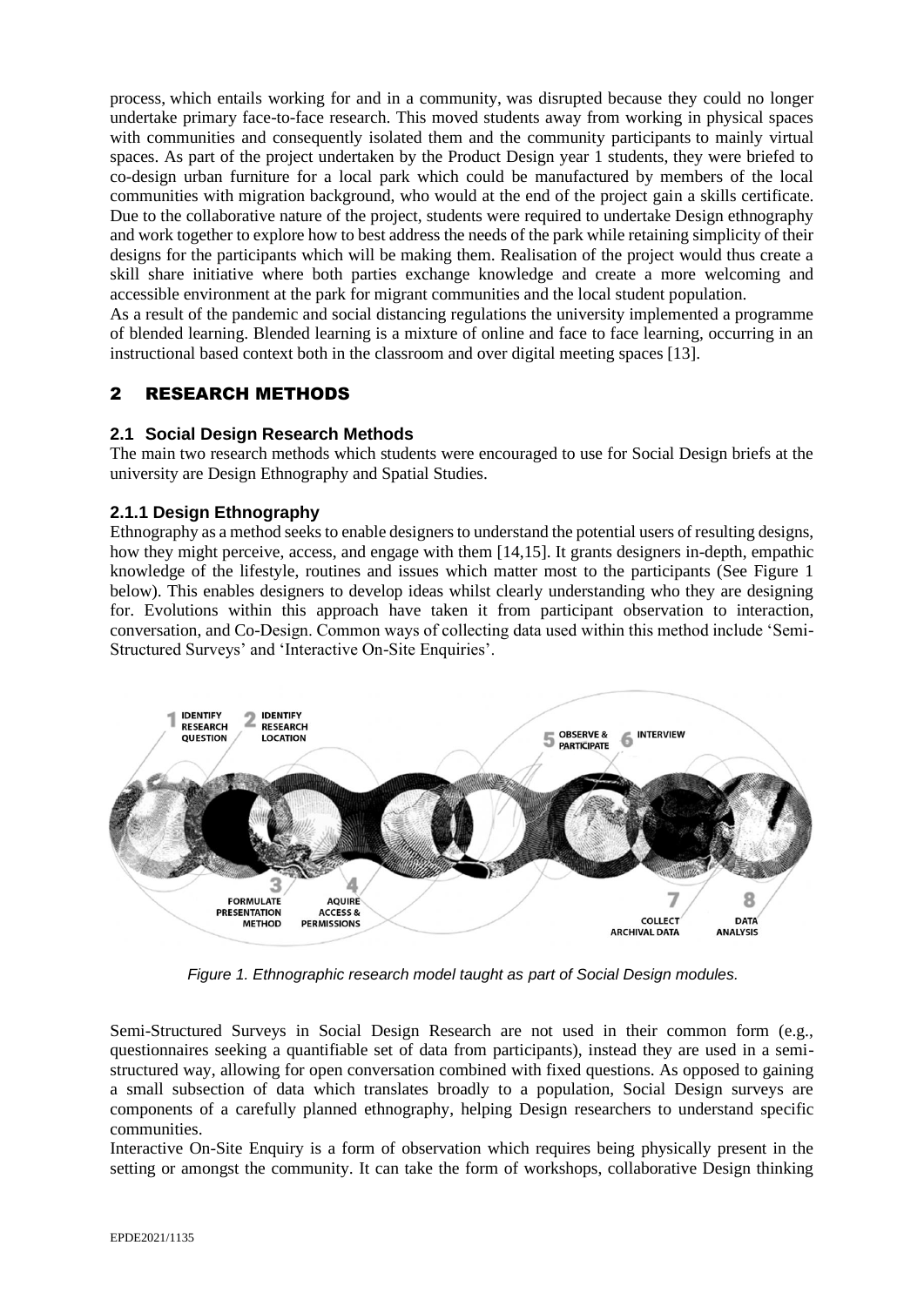process, which entails working for and in a community, was disrupted because they could no longer undertake primary face-to-face research. This moved students away from working in physical spaces with communities and consequently isolated them and the community participants to mainly virtual spaces. As part of the project undertaken by the Product Design year 1 students, they were briefed to co-design urban furniture for a local park which could be manufactured by members of the local communities with migration background, who would at the end of the project gain a skills certificate. Due to the collaborative nature of the project, students were required to undertake Design ethnography and work together to explore how to best address the needs of the park while retaining simplicity of their designs for the participants which will be making them. Realisation of the project would thus create a skill share initiative where both parties exchange knowledge and create a more welcoming and accessible environment at the park for migrant communities and the local student population.

As a result of the pandemic and social distancing regulations the university implemented a programme of blended learning. Blended learning is a mixture of online and face to face learning, occurring in an instructional based context both in the classroom and over digital meeting spaces [13].

## 2 RESEARCH METHODS

### 2.1 Social Design Research Methods

The main two research methods which students were encouraged to use for Social Design briefs at the university are Design Ethnography and Spatial Studies.

#### 2.1.1 Design Ethnography

Ethnography as a method seeks to enable designers to understand the potential users of resulting designs, how they might perceive, access, and engage with them [14,15]. It grants designers in-depth, empathic knowledge of the lifestyle, routines and issues which matter most to the participants (See Figure 1 below). This enables designers to develop ideas whilst clearly understanding who they are designing for. Evolutions within this approach have taken it from participant observation to interaction, conversation, and Co-Design. Common ways of collecting data used within this method include 'Semi-Structured Surveys' and 'Interactive On-Site Enquiries'.

1 IDENTIFY RESEARCH QUESTION
2 IDENTIFY RESEARCH LOCATION
3 FORMULATE PRESENTATION METHOD
4 AQUIRE ACCESS & PERMISSIONS
5 OBSERVE & PARTICIPATE
6 INTERVIEW
7 COLLECT ARCHIVAL DATA
8 DATA ANALYSIS

*Figure 1. Ethnographic research model taught as part of Social Design modules.*

Semi-Structured Surveys in Social Design Research are not used in their common form (e.g., questionnaires seeking a quantifiable set of data from participants), instead they are used in a semi-structured way, allowing for open conversation combined with fixed questions. As opposed to gaining a small subsection of data which translates broadly to a population, Social Design surveys are components of a carefully planned ethnography, helping Design researchers to understand specific communities.

Interactive On-Site Enquiry is a form of observation which requires being physically present in the setting or amongst the community. It can take the form of workshops, collaborative Design thinking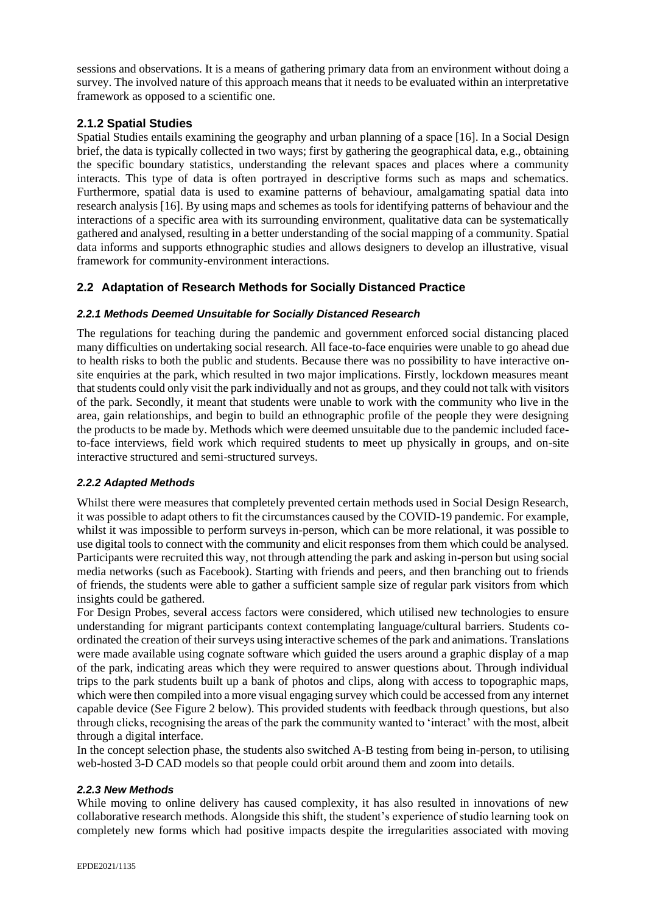sessions and observations. It is a means of gathering primary data from an environment without doing a survey. The involved nature of this approach means that it needs to be evaluated within an interpretative framework as opposed to a scientific one.

### 2.1.2 Spatial Studies

Spatial Studies entails examining the geography and urban planning of a space [16]. In a Social Design brief, the data is typically collected in two ways; first by gathering the geographical data, e.g., obtaining the specific boundary statistics, understanding the relevant spaces and places where a community interacts. This type of data is often portrayed in descriptive forms such as maps and schematics. Furthermore, spatial data is used to examine patterns of behaviour, amalgamating spatial data into research analysis [16]. By using maps and schemes as tools for identifying patterns of behaviour and the interactions of a specific area with its surrounding environment, qualitative data can be systematically gathered and analysed, resulting in a better understanding of the social mapping of a community. Spatial data informs and supports ethnographic studies and allows designers to develop an illustrative, visual framework for community-environment interactions.

## 2.2 Adaptation of Research Methods for Socially Distanced Practice

#### *2.2.1 Methods Deemed Unsuitable for Socially Distanced Research*

The regulations for teaching during the pandemic and government enforced social distancing placed many difficulties on undertaking social research. All face-to-face enquiries were unable to go ahead due to health risks to both the public and students. Because there was no possibility to have interactive on-site enquiries at the park, which resulted in two major implications. Firstly, lockdown measures meant that students could only visit the park individually and not as groups, and they could not talk with visitors of the park. Secondly, it meant that students were unable to work with the community who live in the area, gain relationships, and begin to build an ethnographic profile of the people they were designing the products to be made by. Methods which were deemed unsuitable due to the pandemic included face-to-face interviews, field work which required students to meet up physically in groups, and on-site interactive structured and semi-structured surveys.

#### *2.2.2 Adapted Methods*

Whilst there were measures that completely prevented certain methods used in Social Design Research, it was possible to adapt others to fit the circumstances caused by the COVID-19 pandemic. For example, whilst it was impossible to perform surveys in-person, which can be more relational, it was possible to use digital tools to connect with the community and elicit responses from them which could be analysed. Participants were recruited this way, not through attending the park and asking in-person but using social media networks (such as Facebook). Starting with friends and peers, and then branching out to friends of friends, the students were able to gather a sufficient sample size of regular park visitors from which insights could be gathered.

For Design Probes, several access factors were considered, which utilised new technologies to ensure understanding for migrant participants context contemplating language/cultural barriers. Students co-ordinated the creation of their surveys using interactive schemes of the park and animations. Translations were made available using cognate software which guided the users around a graphic display of a map of the park, indicating areas which they were required to answer questions about. Through individual trips to the park students built up a bank of photos and clips, along with access to topographic maps, which were then compiled into a more visual engaging survey which could be accessed from any internet capable device (See Figure 2 below). This provided students with feedback through questions, but also through clicks, recognising the areas of the park the community wanted to 'interact' with the most, albeit through a digital interface.

In the concept selection phase, the students also switched A-B testing from being in-person, to utilising web-hosted 3-D CAD models so that people could orbit around them and zoom into details.

#### *2.2.3 New Methods*

While moving to online delivery has caused complexity, it has also resulted in innovations of new collaborative research methods. Alongside this shift, the student's experience of studio learning took on completely new forms which had positive impacts despite the irregularities associated with moving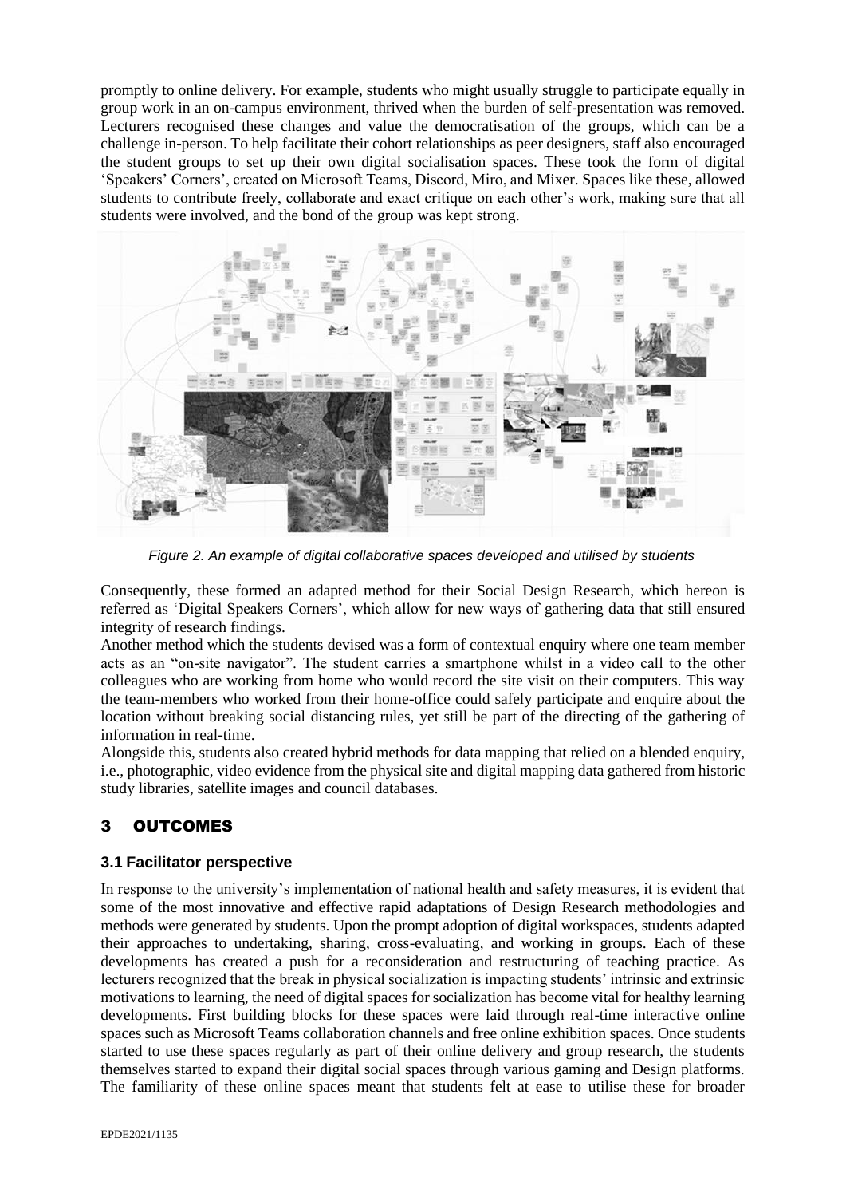promptly to online delivery. For example, students who might usually struggle to participate equally in group work in an on-campus environment, thrived when the burden of self-presentation was removed. Lecturers recognised these changes and value the democratisation of the groups, which can be a challenge in-person. To help facilitate their cohort relationships as peer designers, staff also encouraged the student groups to set up their own digital socialisation spaces. These took the form of digital 'Speakers' Corners', created on Microsoft Teams, Discord, Miro, and Mixer. Spaces like these, allowed students to contribute freely, collaborate and exact critique on each other's work, making sure that all students were involved, and the bond of the group was kept strong.

*Figure 2. An example of digital collaborative spaces developed and utilised by students*

Consequently, these formed an adapted method for their Social Design Research, which hereon is referred as 'Digital Speakers Corners', which allow for new ways of gathering data that still ensured integrity of research findings.

Another method which the students devised was a form of contextual enquiry where one team member acts as an "on-site navigator". The student carries a smartphone whilst in a video call to the other colleagues who are working from home who would record the site visit on their computers. This way the team-members who worked from their home-office could safely participate and enquire about the location without breaking social distancing rules, yet still be part of the directing of the gathering of information in real-time.

Alongside this, students also created hybrid methods for data mapping that relied on a blended enquiry, i.e., photographic, video evidence from the physical site and digital mapping data gathered from historic study libraries, satellite images and council databases.

# 3 OUTCOMES

## 3.1 Facilitator perspective

In response to the university's implementation of national health and safety measures, it is evident that some of the most innovative and effective rapid adaptations of Design Research methodologies and methods were generated by students. Upon the prompt adoption of digital workspaces, students adapted their approaches to undertaking, sharing, cross-evaluating, and working in groups. Each of these developments has created a push for a reconsideration and restructuring of teaching practice. As lecturers recognized that the break in physical socialization is impacting students' intrinsic and extrinsic motivations to learning, the need of digital spaces for socialization has become vital for healthy learning developments. First building blocks for these spaces were laid through real-time interactive online spaces such as Microsoft Teams collaboration channels and free online exhibition spaces. Once students started to use these spaces regularly as part of their online delivery and group research, the students themselves started to expand their digital social spaces through various gaming and Design platforms. The familiarity of these online spaces meant that students felt at ease to utilise these for broader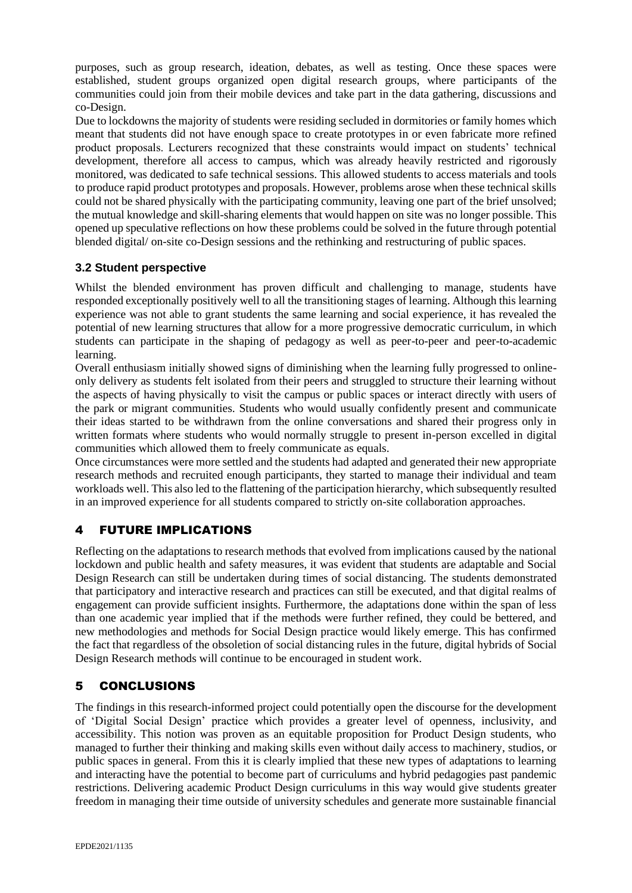purposes, such as group research, ideation, debates, as well as testing. Once these spaces were established, student groups organized open digital research groups, where participants of the communities could join from their mobile devices and take part in the data gathering, discussions and co-Design.

Due to lockdowns the majority of students were residing secluded in dormitories or family homes which meant that students did not have enough space to create prototypes in or even fabricate more refined product proposals. Lecturers recognized that these constraints would impact on students' technical development, therefore all access to campus, which was already heavily restricted and rigorously monitored, was dedicated to safe technical sessions. This allowed students to access materials and tools to produce rapid product prototypes and proposals. However, problems arose when these technical skills could not be shared physically with the participating community, leaving one part of the brief unsolved; the mutual knowledge and skill-sharing elements that would happen on site was no longer possible. This opened up speculative reflections on how these problems could be solved in the future through potential blended digital/ on-site co-Design sessions and the rethinking and restructuring of public spaces.

### 3.2 Student perspective

Whilst the blended environment has proven difficult and challenging to manage, students have responded exceptionally positively well to all the transitioning stages of learning. Although this learning experience was not able to grant students the same learning and social experience, it has revealed the potential of new learning structures that allow for a more progressive democratic curriculum, in which students can participate in the shaping of pedagogy as well as peer-to-peer and peer-to-academic learning.

Overall enthusiasm initially showed signs of diminishing when the learning fully progressed to online-only delivery as students felt isolated from their peers and struggled to structure their learning without the aspects of having physically to visit the campus or public spaces or interact directly with users of the park or migrant communities. Students who would usually confidently present and communicate their ideas started to be withdrawn from the online conversations and shared their progress only in written formats where students who would normally struggle to present in-person excelled in digital communities which allowed them to freely communicate as equals.

Once circumstances were more settled and the students had adapted and generated their new appropriate research methods and recruited enough participants, they started to manage their individual and team workloads well. This also led to the flattening of the participation hierarchy, which subsequently resulted in an improved experience for all students compared to strictly on-site collaboration approaches.

## 4 FUTURE IMPLICATIONS

Reflecting on the adaptations to research methods that evolved from implications caused by the national lockdown and public health and safety measures, it was evident that students are adaptable and Social Design Research can still be undertaken during times of social distancing. The students demonstrated that participatory and interactive research and practices can still be executed, and that digital realms of engagement can provide sufficient insights. Furthermore, the adaptations done within the span of less than one academic year implied that if the methods were further refined, they could be bettered, and new methodologies and methods for Social Design practice would likely emerge. This has confirmed the fact that regardless of the obsoletion of social distancing rules in the future, digital hybrids of Social Design Research methods will continue to be encouraged in student work.

## 5 CONCLUSIONS

The findings in this research-informed project could potentially open the discourse for the development of 'Digital Social Design' practice which provides a greater level of openness, inclusivity, and accessibility. This notion was proven as an equitable proposition for Product Design students, who managed to further their thinking and making skills even without daily access to machinery, studios, or public spaces in general. From this it is clearly implied that these new types of adaptations to learning and interacting have the potential to become part of curriculums and hybrid pedagogies past pandemic restrictions. Delivering academic Product Design curriculums in this way would give students greater freedom in managing their time outside of university schedules and generate more sustainable financial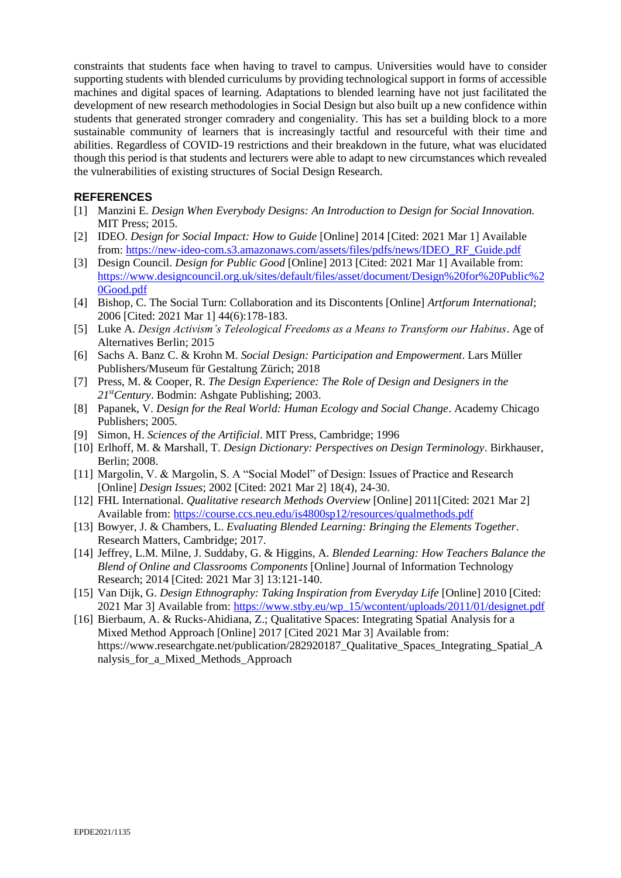constraints that students face when having to travel to campus. Universities would have to consider supporting students with blended curriculums by providing technological support in forms of accessible machines and digital spaces of learning. Adaptations to blended learning have not just facilitated the development of new research methodologies in Social Design but also built up a new confidence within students that generated stronger comradery and congeniality. This has set a building block to a more sustainable community of learners that is increasingly tactful and resourceful with their time and abilities. Regardless of COVID-19 restrictions and their breakdown in the future, what was elucidated though this period is that students and lecturers were able to adapt to new circumstances which revealed the vulnerabilities of existing structures of Social Design Research.

## REFERENCES

[1] Manzini E. *Design When Everybody Designs: An Introduction to Design for Social Innovation.* MIT Press; 2015.

[2] IDEO. *Design for Social Impact: How to Guide* [Online] 2014 [Cited: 2021 Mar 1] Available from: https://new-ideo-com.s3.amazonaws.com/assets/files/pdfs/news/IDEO_RF_Guide.pdf

[3] Design Council. *Design for Public Good* [Online] 2013 [Cited: 2021 Mar 1] Available from: https://www.designcouncil.org.uk/sites/default/files/asset/document/Design%20for%20Public%20Good.pdf

[4] Bishop, C. The Social Turn: Collaboration and its Discontents [Online] *Artforum International*; 2006 [Cited: 2021 Mar 1] 44(6):178-183.

[5] Luke A. *Design Activism's Teleological Freedoms as a Means to Transform our Habitus*. Age of Alternatives Berlin; 2015

[6] Sachs A. Banz C. & Krohn M. *Social Design: Participation and Empowerment*. Lars Müller Publishers/Museum für Gestaltung Zürich; 2018

[7] Press, M. & Cooper, R. *The Design Experience: The Role of Design and Designers in the 21stCentury*. Bodmin: Ashgate Publishing; 2003.

[8] Papanek, V. *Design for the Real World: Human Ecology and Social Change*. Academy Chicago Publishers; 2005.

[9] Simon, H. *Sciences of the Artificial*. MIT Press, Cambridge; 1996

[10] Erlhoff, M. & Marshall, T. *Design Dictionary: Perspectives on Design Terminology*. Birkhauser, Berlin; 2008.

[11] Margolin, V. & Margolin, S. A "Social Model" of Design: Issues of Practice and Research [Online] *Design Issues*; 2002 [Cited: 2021 Mar 2] 18(4), 24-30.

[12] FHL International. *Qualitative research Methods Overview* [Online] 2011[Cited: 2021 Mar 2] Available from: https://course.ccs.neu.edu/is4800sp12/resources/qualmethods.pdf

[13] Bowyer, J. & Chambers, L. *Evaluating Blended Learning: Bringing the Elements Together*. Research Matters, Cambridge; 2017.

[14] Jeffrey, L.M. Milne, J. Suddaby, G. & Higgins, A. *Blended Learning: How Teachers Balance the Blend of Online and Classrooms Components* [Online] Journal of Information Technology Research; 2014 [Cited: 2021 Mar 3] 13:121-140.

[15] Van Dijk, G. *Design Ethnography: Taking Inspiration from Everyday Life* [Online] 2010 [Cited: 2021 Mar 3] Available from: https://www.stby.eu/wp_15/wcontent/uploads/2011/01/designet.pdf

[16] Bierbaum, A. & Rucks-Ahidiana, Z.; Qualitative Spaces: Integrating Spatial Analysis for a Mixed Method Approach [Online] 2017 [Cited 2021 Mar 3] Available from: https://www.researchgate.net/publication/282920187_Qualitative_Spaces_Integrating_Spatial_Analysis_for_a_Mixed_Methods_Approach